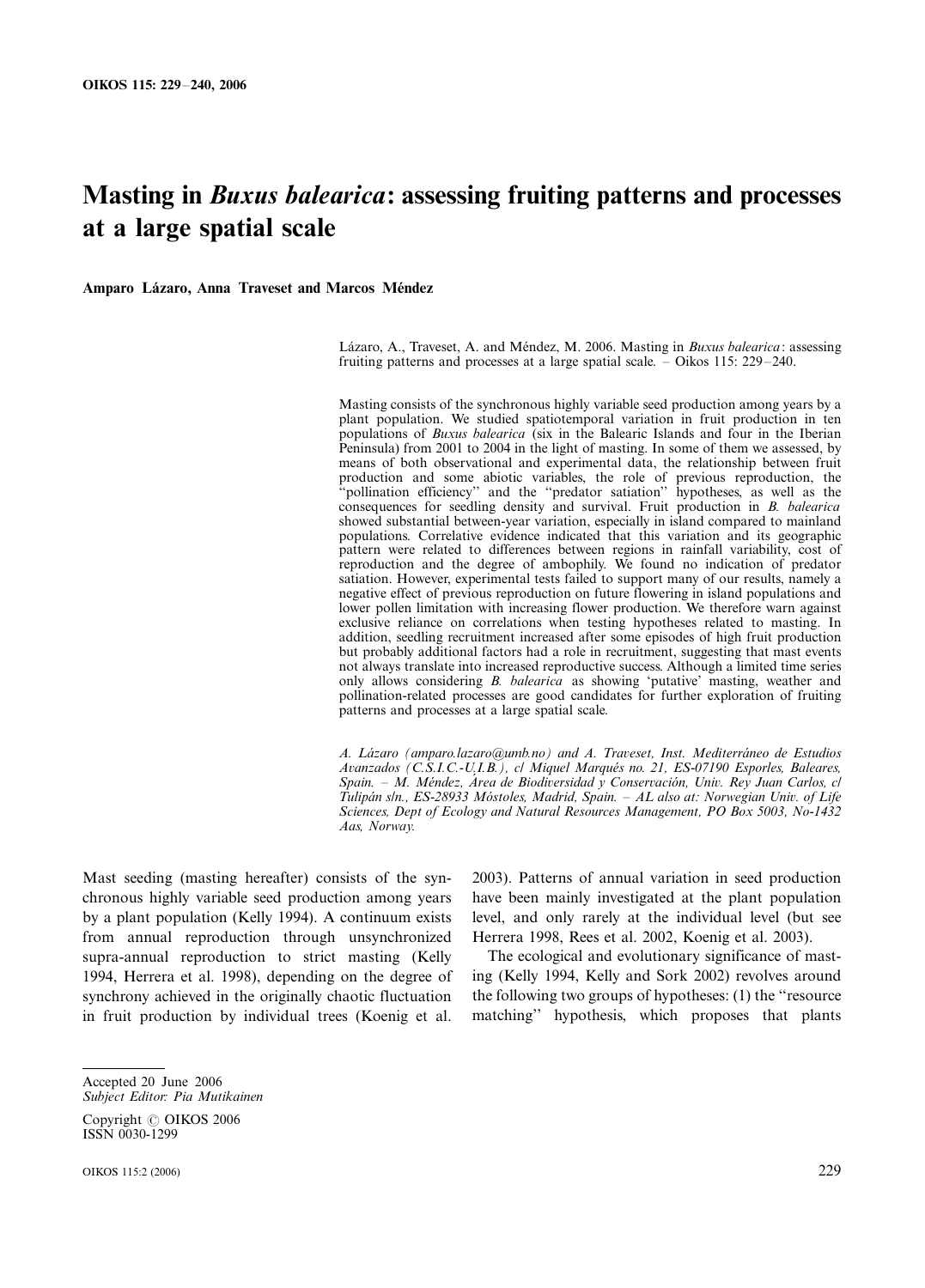# Masting in *Buxus balearica*: assessing fruiting patterns and processes at a large spatial scale

**Amparo Lázaro, Anna Traveset and Marcos Méndez**

Lázaro, A., Traveset, A. and Méndez, M. 2006. Masting in *Buxus balearica*: assessing fruiting patterns and processes at a large spatial scale. – Oikos 115: 229–240.

Masting consists of the synchronous highly variable seed production among years by a plant population. We studied spatiotemporal variation in fruit production in ten populations of *Buxus balearica* (six in the Balearic Islands and four in the Iberian Peninsula) from 2001 to 2004 in the light of masting. In some of them we assessed, by means of both observational and experimental data, the relationship between fruit production and some abiotic variables, the role of previous reproduction, the "pollination efficiency" and the "predator satiation" hypotheses, as well as the consequences for seedling density and survival. Fruit production in *B. balearica* showed substantial between-year variation, especially in island compared to mainland populations. Correlative evidence indicated that this variation and its geographic pattern were related to differences between regions in rainfall variability, cost of reproduction and the degree of ambophily. We found no indication of predator satiation. However, experimental tests failed to support many of our results, namely a negative effect of previous reproduction on future flowering in island populations and lower pollen limitation with increasing flower production. We therefore warn against exclusive reliance on correlations when testing hypotheses related to masting. In addition, seedling recruitment increased after some episodes of high fruit production but probably additional factors had a role in recruitment, suggesting that mast events not always translate into increased reproductive success. Although a limited time series only allows considering *B. balearica* as showing 'putative' masting, weather and pollination-related processes are good candidates for further exploration of fruiting patterns and processes at a large spatial scale.

*A. Lázaro (amparo.lazaro@umb.no) and A. Traveset, Inst. Mediterráneo de Estudios Avanzados (C.S.I.C.-U.I.B.), c/ Miquel Marqués no. 21, ES-07190 Esporles, Baleares, Spain. – M. Méndez, Área de Biodiversidad y Conservación, Univ. Rey Juan Carlos, c/ Tulipán s/n., ES-28933 Móstoles, Madrid, Spain. – AL also at: Norwegian Univ. of Life Sciences, Dept of Ecology and Natural Resources Management, PO Box 5003, No-1432 Aas, Norway.*

Mast seeding (masting hereafter) consists of the synchronous highly variable seed production among years by a plant population (Kelly 1994). A continuum exists from annual reproduction through unsynchronized supra-annual reproduction to strict masting (Kelly 1994, Herrera et al. 1998), depending on the degree of synchrony achieved in the originally chaotic fluctuation in fruit production by individual trees (Koenig et al. 2003). Patterns of annual variation in seed production have been mainly investigated at the plant population level, and only rarely at the individual level (but see Herrera 1998, Rees et al. 2002, Koenig et al. 2003).

The ecological and evolutionary significance of masting (Kelly 1994, Kelly and Sork 2002) revolves around the following two groups of hypotheses: (1) the "resource matching" hypothesis, which proposes that plants

Accepted 20 June 2006
*Subject Editor: Pia Mutikainen*

Copyright © OIKOS 2006
ISSN 0030-1299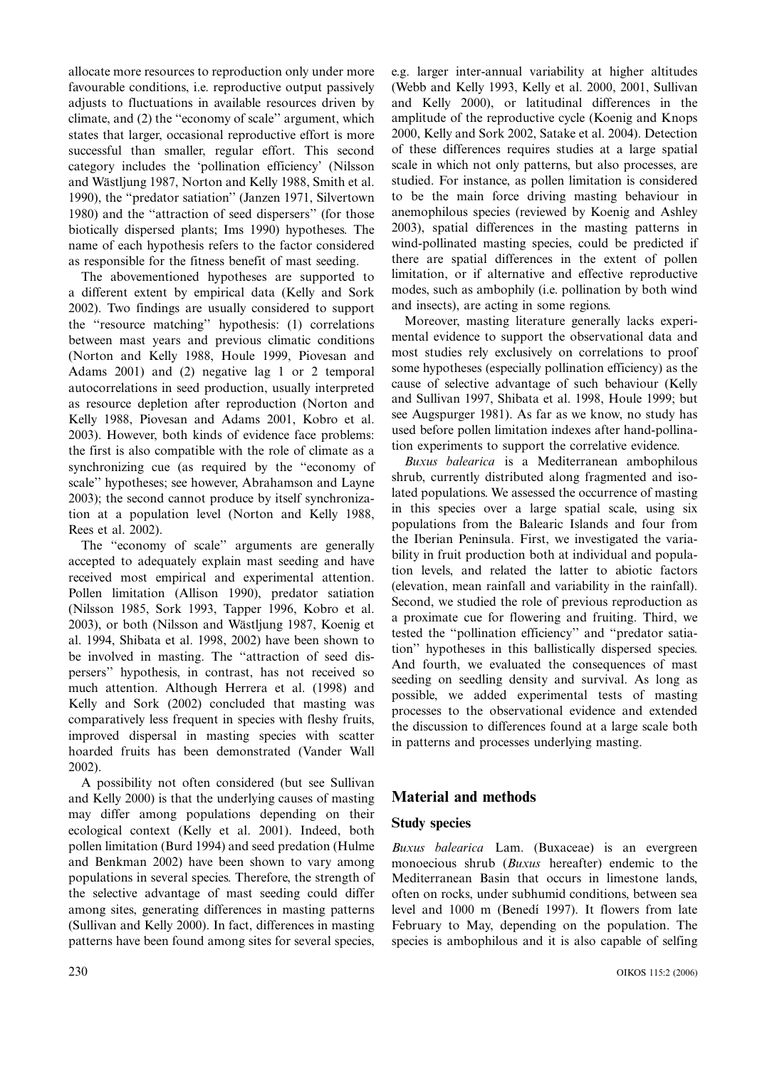allocate more resources to reproduction only under more favourable conditions, i.e. reproductive output passively adjusts to fluctuations in available resources driven by climate, and (2) the "economy of scale" argument, which states that larger, occasional reproductive effort is more successful than smaller, regular effort. This second category includes the 'pollination efficiency' (Nilsson and Wästljung 1987, Norton and Kelly 1988, Smith et al. 1990), the "predator satiation" (Janzen 1971, Silvertown 1980) and the "attraction of seed dispersers" (for those biotically dispersed plants; Ims 1990) hypotheses. The name of each hypothesis refers to the factor considered as responsible for the fitness benefit of mast seeding.

The abovementioned hypotheses are supported to a different extent by empirical data (Kelly and Sork 2002). Two findings are usually considered to support the "resource matching" hypothesis: (1) correlations between mast years and previous climatic conditions (Norton and Kelly 1988, Houle 1999, Piovesan and Adams 2001) and (2) negative lag 1 or 2 temporal autocorrelations in seed production, usually interpreted as resource depletion after reproduction (Norton and Kelly 1988, Piovesan and Adams 2001, Kobro et al. 2003). However, both kinds of evidence face problems: the first is also compatible with the role of climate as a synchronizing cue (as required by the "economy of scale" hypotheses; see however, Abrahamson and Layne 2003); the second cannot produce by itself synchronization at a population level (Norton and Kelly 1988, Rees et al. 2002).

The "economy of scale" arguments are generally accepted to adequately explain mast seeding and have received most empirical and experimental attention. Pollen limitation (Allison 1990), predator satiation (Nilsson 1985, Sork 1993, Tapper 1996, Kobro et al. 2003), or both (Nilsson and Wästljung 1987, Koenig et al. 1994, Shibata et al. 1998, 2002) have been shown to be involved in masting. The "attraction of seed dispersers" hypothesis, in contrast, has not received so much attention. Although Herrera et al. (1998) and Kelly and Sork (2002) concluded that masting was comparatively less frequent in species with fleshy fruits, improved dispersal in masting species with scatter hoarded fruits has been demonstrated (Vander Wall 2002).

A possibility not often considered (but see Sullivan and Kelly 2000) is that the underlying causes of masting may differ among populations depending on their ecological context (Kelly et al. 2001). Indeed, both pollen limitation (Burd 1994) and seed predation (Hulme and Benkman 2002) have been shown to vary among populations in several species. Therefore, the strength of the selective advantage of mast seeding could differ among sites, generating differences in masting patterns (Sullivan and Kelly 2000). In fact, differences in masting patterns have been found among sites for several species, e.g. larger inter-annual variability at higher altitudes (Webb and Kelly 1993, Kelly et al. 2000, 2001, Sullivan and Kelly 2000), or latitudinal differences in the amplitude of the reproductive cycle (Koenig and Knops 2000, Kelly and Sork 2002, Satake et al. 2004). Detection of these differences requires studies at a large spatial scale in which not only patterns, but also processes, are studied. For instance, as pollen limitation is considered to be the main force driving masting behaviour in anemophilous species (reviewed by Koenig and Ashley 2003), spatial differences in the masting patterns in wind-pollinated masting species, could be predicted if there are spatial differences in the extent of pollen limitation, or if alternative and effective reproductive modes, such as ambophily (i.e. pollination by both wind and insects), are acting in some regions.

Moreover, masting literature generally lacks experimental evidence to support the observational data and most studies rely exclusively on correlations to proof some hypotheses (especially pollination efficiency) as the cause of selective advantage of such behaviour (Kelly and Sullivan 1997, Shibata et al. 1998, Houle 1999; but see Augspurger 1981). As far as we know, no study has used before pollen limitation indexes after hand-pollination experiments to support the correlative evidence.

*Buxus balearica* is a Mediterranean ambophilous shrub, currently distributed along fragmented and isolated populations. We assessed the occurrence of masting in this species over a large spatial scale, using six populations from the Balearic Islands and four from the Iberian Peninsula. First, we investigated the variability in fruit production both at individual and population levels, and related the latter to abiotic factors (elevation, mean rainfall and variability in the rainfall). Second, we studied the role of previous reproduction as a proximate cue for flowering and fruiting. Third, we tested the "pollination efficiency" and "predator satiation" hypotheses in this ballistically dispersed species. And fourth, we evaluated the consequences of mast seeding on seedling density and survival. As long as possible, we added experimental tests of masting processes to the observational evidence and extended the discussion to differences found at a large scale both in patterns and processes underlying masting.

## Material and methods

### Study species

*Buxus balearica* Lam. (Buxaceae) is an evergreen monoecious shrub (*Buxus* hereafter) endemic to the Mediterranean Basin that occurs in limestone lands, often on rocks, under subhumid conditions, between sea level and 1000 m (Benedí 1997). It flowers from late February to May, depending on the population. The species is ambophilous and it is also capable of selfing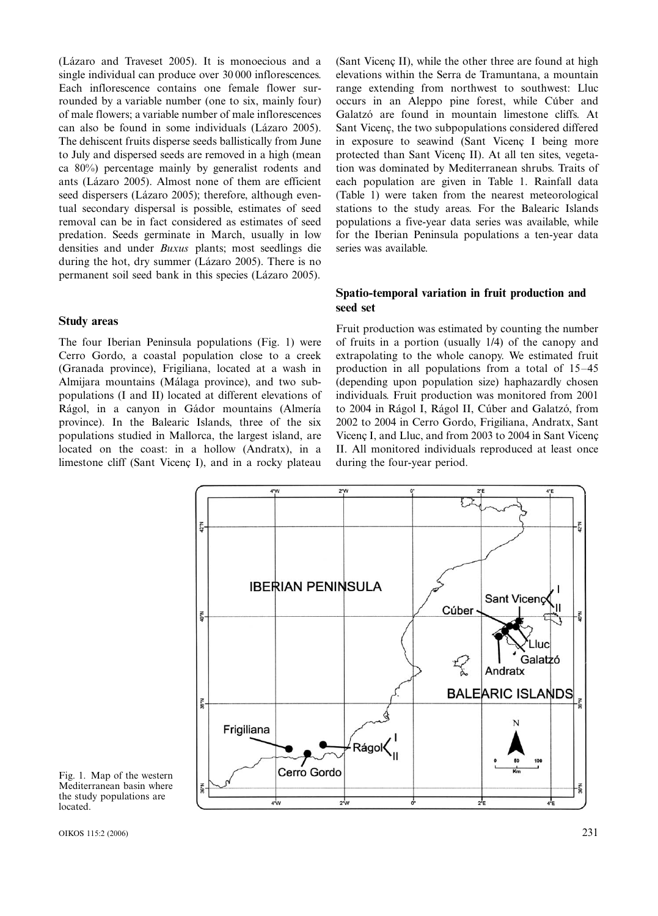(Lázaro and Traveset 2005). It is monoecious and a single individual can produce over 30 000 inflorescences. Each inflorescence contains one female flower surrounded by a variable number (one to six, mainly four) of male flowers; a variable number of male inflorescences can also be found in some individuals (Lázaro 2005). The dehiscent fruits disperse seeds ballistically from June to July and dispersed seeds are removed in a high (mean ca 80%) percentage mainly by generalist rodents and ants (Lázaro 2005). Almost none of them are efficient seed dispersers (Lázaro 2005); therefore, although eventual secondary dispersal is possible, estimates of seed removal can be in fact considered as estimates of seed predation. Seeds germinate in March, usually in low densities and under *Buxus* plants; most seedlings die during the hot, dry summer (Lázaro 2005). There is no permanent soil seed bank in this species (Lázaro 2005).

## Study areas

The four Iberian Peninsula populations (Fig. 1) were Cerro Gordo, a coastal population close to a creek (Granada province), Frigiliana, located at a wash in Almijara mountains (Málaga province), and two subpopulations (I and II) located at different elevations of Rágol, in a canyon in Gádor mountains (Almería province). In the Balearic Islands, three of the six populations studied in Mallorca, the largest island, are located on the coast: in a hollow (Andratx), in a limestone cliff (Sant Vicenç I), and in a rocky plateau (Sant Vicenç II), while the other three are found at high elevations within the Serra de Tramuntana, a mountain range extending from northwest to southwest: Lluc occurs in an Aleppo pine forest, while Cúber and Galatzó are found in mountain limestone cliffs. At Sant Vicenç, the two subpopulations considered differed in exposure to seawind (Sant Vicenç I being more protected than Sant Vicenç II). At all ten sites, vegetation was dominated by Mediterranean shrubs. Traits of each population are given in Table 1. Rainfall data (Table 1) were taken from the nearest meteorological stations to the study areas. For the Balearic Islands populations a five-year data series was available, while for the Iberian Peninsula populations a ten-year data series was available.

## Spatio-temporal variation in fruit production and seed set

Fruit production was estimated by counting the number of fruits in a portion (usually 1/4) of the canopy and extrapolating to the whole canopy. We estimated fruit production in all populations from a total of 15–45 (depending upon population size) haphazardly chosen individuals. Fruit production was monitored from 2001 to 2004 in Rágol I, Rágol II, Cúber and Galatzó, from 2002 to 2004 in Cerro Gordo, Frigiliana, Andratx, Sant Vicenç I, and Lluc, and from 2003 to 2004 in Sant Vicenç II. All monitored individuals reproduced at least once during the four-year period.

Fig. 1. Map of the western Mediterranean basin where the study populations are located.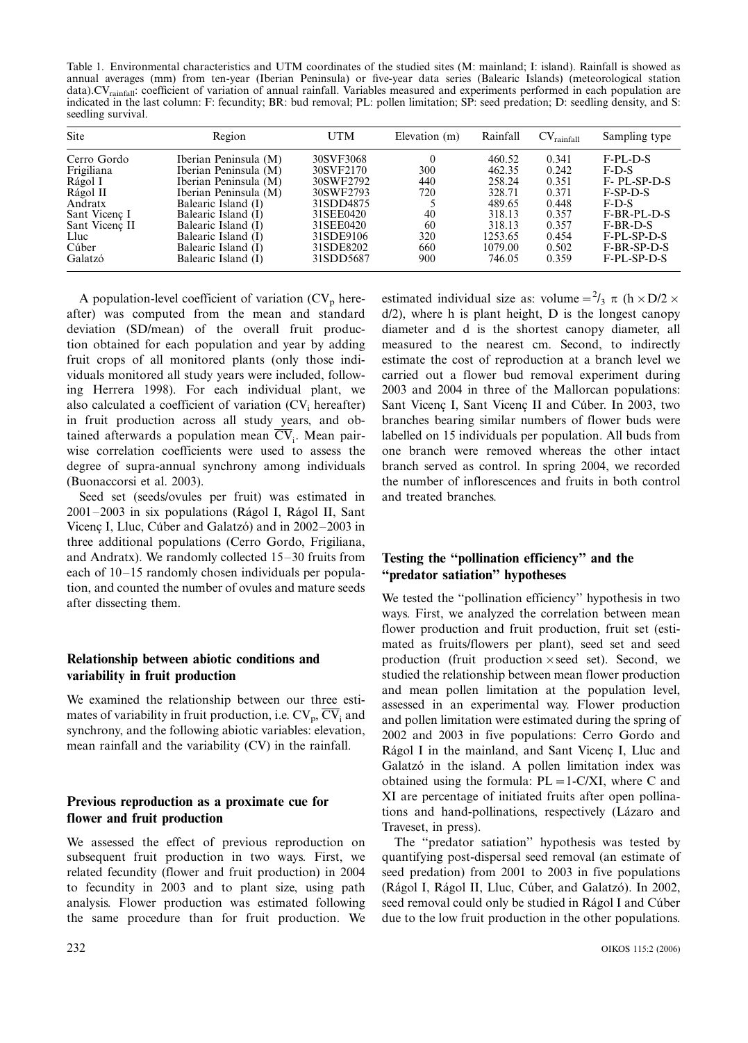Table 1. Environmental characteristics and UTM coordinates of the studied sites (M: mainland; I: island). Rainfall is showed as annual averages (mm) from ten-year (Iberian Peninsula) or five-year data series (Balearic Islands) (meteorological station data).$CV_{rainfall}$: coefficient of variation of annual rainfall. Variables measured and experiments performed in each population are indicated in the last column: F: fecundity; BR: bud removal; PL: pollen limitation; SP: seed predation; D: seedling density, and S: seedling survival.

| Site | Region | UTM | Elevation (m) | Rainfall | $CV_{rainfall}$ | Sampling type |
|---|---|---|---|---|---|---|
| Cerro Gordo | Iberian Peninsula (M) | 30SVF3068 | 0 | 460.52 | 0.341 | F-PL-D-S |
| Frigiliana | Iberian Peninsula (M) | 30SVF2170 | 300 | 462.35 | 0.242 | F-D-S |
| Rágol I | Iberian Peninsula (M) | 30SWF2792 | 440 | 258.24 | 0.351 | F- PL-SP-D-S |
| Rágol II | Iberian Peninsula (M) | 30SWF2793 | 720 | 328.71 | 0.371 | F-SP-D-S |
| Andratx | Balearic Island (I) | 31SDD4875 | 5 | 489.65 | 0.448 | F-D-S |
| Sant Vicenç I | Balearic Island (I) | 31SEE0420 | 40 | 318.13 | 0.357 | F-BR-PL-D-S |
| Sant Vicenç II | Balearic Island (I) | 31SEE0420 | 60 | 318.13 | 0.357 | F-BR-D-S |
| Lluc | Balearic Island (I) | 31SDE9106 | 320 | 1253.65 | 0.454 | F-PL-SP-D-S |
| Cúber | Balearic Island (I) | 31SDE8202 | 660 | 1079.00 | 0.502 | F-BR-SP-D-S |
| Galatzó | Balearic Island (I) | 31SDD5687 | 900 | 746.05 | 0.359 | F-PL-SP-D-S |

A population-level coefficient of variation ($CV_p$ hereafter) was computed from the mean and standard deviation (SD/mean) of the overall fruit production obtained for each population and year by adding fruit crops of all monitored plants (only those individuals monitored all study years were included, following Herrera 1998). For each individual plant, we also calculated a coefficient of variation ($CV_i$ hereafter) in fruit production across all study years, and obtained afterwards a population mean $\overline{CV}_i$. Mean pairwise correlation coefficients were used to assess the degree of supra-annual synchrony among individuals (Buonaccorsi et al. 2003).

Seed set (seeds/ovules per fruit) was estimated in 2001–2003 in six populations (Rágol I, Rágol II, Sant Vicenç I, Lluc, Cúber and Galatzó) and in 2002–2003 in three additional populations (Cerro Gordo, Frigiliana, and Andratx). We randomly collected 15–30 fruits from each of 10–15 randomly chosen individuals per population, and counted the number of ovules and mature seeds after dissecting them.

## Relationship between abiotic conditions and variability in fruit production

We examined the relationship between our three estimates of variability in fruit production, i.e. $CV_p$, $\overline{CV}_i$ and synchrony, and the following abiotic variables: elevation, mean rainfall and the variability (CV) in the rainfall.

## Previous reproduction as a proximate cue for flower and fruit production

We assessed the effect of previous reproduction on subsequent fruit production in two ways. First, we related fecundity (flower and fruit production) in 2004 to fecundity in 2003 and to plant size, using path analysis. Flower production was estimated following the same procedure than for fruit production. We estimated individual size as: volume $= {}^{2}/_{3}\ \pi\ (h \times D/2 \times d/2)$, where h is plant height, D is the longest canopy diameter and d is the shortest canopy diameter, all measured to the nearest cm. Second, to indirectly estimate the cost of reproduction at a branch level we carried out a flower bud removal experiment during 2003 and 2004 in three of the Mallorcan populations: Sant Vicenç I, Sant Vicenç II and Cúber. In 2003, two branches bearing similar numbers of flower buds were labelled on 15 individuals per population. All buds from one branch were removed whereas the other intact branch served as control. In spring 2004, we recorded the number of inflorescences and fruits in both control and treated branches.

## Testing the "pollination efficiency" and the "predator satiation" hypotheses

We tested the "pollination efficiency" hypothesis in two ways. First, we analyzed the correlation between mean flower production and fruit production, fruit set (estimated as fruits/flowers per plant), seed set and seed production (fruit production × seed set). Second, we studied the relationship between mean flower production and mean pollen limitation at the population level, assessed in an experimental way. Flower production and pollen limitation were estimated during the spring of 2002 and 2003 in five populations: Cerro Gordo and Rágol I in the mainland, and Sant Vicenç I, Lluc and Galatzó in the island. A pollen limitation index was obtained using the formula: PL = 1-C/XI, where C and XI are percentage of initiated fruits after open pollinations and hand-pollinations, respectively (Lázaro and Traveset, in press).

The "predator satiation" hypothesis was tested by quantifying post-dispersal seed removal (an estimate of seed predation) from 2001 to 2003 in five populations (Rágol I, Rágol II, Lluc, Cúber, and Galatzó). In 2002, seed removal could only be studied in Rágol I and Cúber due to the low fruit production in the other populations.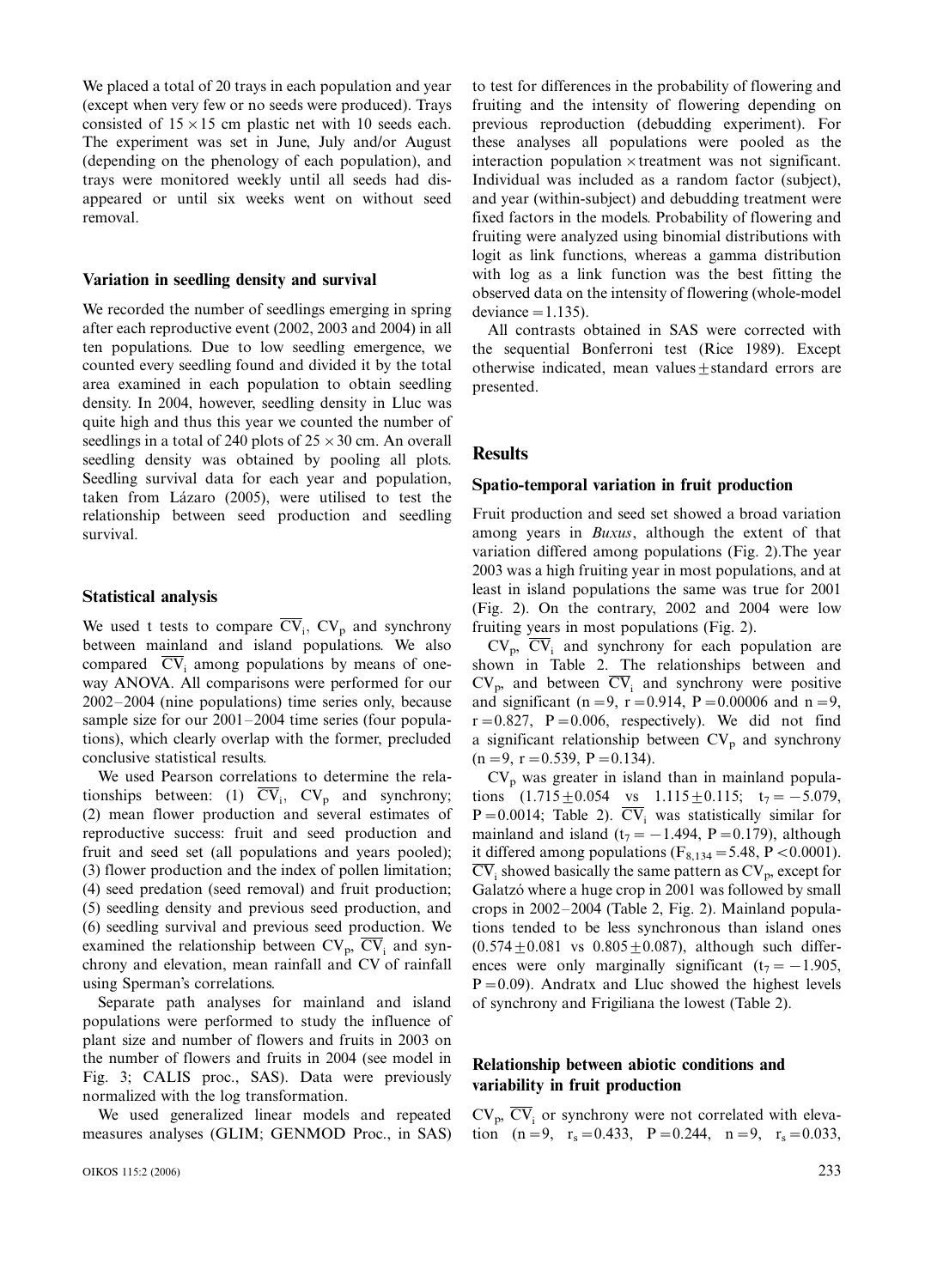We placed a total of 20 trays in each population and year (except when very few or no seeds were produced). Trays consisted of $15 \times 15$ cm plastic net with 10 seeds each. The experiment was set in June, July and/or August (depending on the phenology of each population), and trays were monitored weekly until all seeds had disappeared or until six weeks went on without seed removal.

### Variation in seedling density and survival

We recorded the number of seedlings emerging in spring after each reproductive event (2002, 2003 and 2004) in all ten populations. Due to low seedling emergence, we counted every seedling found and divided it by the total area examined in each population to obtain seedling density. In 2004, however, seedling density in Lluc was quite high and thus this year we counted the number of seedlings in a total of 240 plots of $25 \times 30$ cm. An overall seedling density was obtained by pooling all plots. Seedling survival data for each year and population, taken from Lázaro (2005), were utilised to test the relationship between seed production and seedling survival.

### Statistical analysis

We used t tests to compare $\overline{CV}_i$, $CV_p$ and synchrony between mainland and island populations. We also compared $\overline{CV}_i$ among populations by means of one-way ANOVA. All comparisons were performed for our 2002–2004 (nine populations) time series only, because sample size for our 2001–2004 time series (four populations), which clearly overlap with the former, precluded conclusive statistical results.

We used Pearson correlations to determine the relationships between: (1) $\overline{CV}_i$, $CV_p$ and synchrony; (2) mean flower production and several estimates of reproductive success: fruit and seed production and fruit and seed set (all populations and years pooled); (3) flower production and the index of pollen limitation; (4) seed predation (seed removal) and fruit production; (5) seedling density and previous seed production, and (6) seedling survival and previous seed production. We examined the relationship between $CV_p$, $\overline{CV}_i$ and synchrony and elevation, mean rainfall and CV of rainfall using Sperman's correlations.

Separate path analyses for mainland and island populations were performed to study the influence of plant size and number of flowers and fruits in 2003 on the number of flowers and fruits in 2004 (see model in Fig. 3; CALIS proc., SAS). Data were previously normalized with the log transformation.

We used generalized linear models and repeated measures analyses (GLIM; GENMOD Proc., in SAS) to test for differences in the probability of flowering and fruiting and the intensity of flowering depending on previous reproduction (debudding experiment). For these analyses all populations were pooled as the interaction population $\times$ treatment was not significant. Individual was included as a random factor (subject), and year (within-subject) and debudding treatment were fixed factors in the models. Probability of flowering and fruiting were analyzed using binomial distributions with logit as link functions, whereas a gamma distribution with log as a link function was the best fitting the observed data on the intensity of flowering (whole-model deviance $= 1.135$).

All contrasts obtained in SAS were corrected with the sequential Bonferroni test (Rice 1989). Except otherwise indicated, mean values $\pm$ standard errors are presented.

## Results

### Spatio-temporal variation in fruit production

Fruit production and seed set showed a broad variation among years in *Buxus*, although the extent of that variation differed among populations (Fig. 2).The year 2003 was a high fruiting year in most populations, and at least in island populations the same was true for 2001 (Fig. 2). On the contrary, 2002 and 2004 were low fruiting years in most populations (Fig. 2).

$CV_p$, $\overline{CV}_i$ and synchrony for each population are shown in Table 2. The relationships between and $CV_p$, and between $\overline{CV}_i$ and synchrony were positive and significant ($n = 9$, $r = 0.914$, $P = 0.00006$ and $n = 9$, $r = 0.827$, $P = 0.006$, respectively). We did not find a significant relationship between $CV_p$ and synchrony ($n = 9$, $r = 0.539$, $P = 0.134$).

$CV_p$ was greater in island than in mainland populations ($1.715 \pm 0.054$ vs $1.115 \pm 0.115$; $t_7 = -5.079$, $P = 0.0014$; Table 2). $\overline{CV}_i$ was statistically similar for mainland and island ($t_7 = -1.494$, $P = 0.179$), although it differed among populations ($F_{8,134} = 5.48$, $P < 0.0001$). $\overline{CV}_i$ showed basically the same pattern as $CV_p$, except for Galatzó where a huge crop in 2001 was followed by small crops in 2002–2004 (Table 2, Fig. 2). Mainland populations tended to be less synchronous than island ones ($0.574 \pm 0.081$ vs $0.805 \pm 0.087$), although such differences were only marginally significant ($t_7 = -1.905$, $P = 0.09$). Andratx and Lluc showed the highest levels of synchrony and Frigiliana the lowest (Table 2).

### Relationship between abiotic conditions and variability in fruit production

$CV_p$, $\overline{CV}_i$ or synchrony were not correlated with elevation ($n = 9$, $r_s = 0.433$, $P = 0.244$, $n = 9$, $r_s = 0.033$,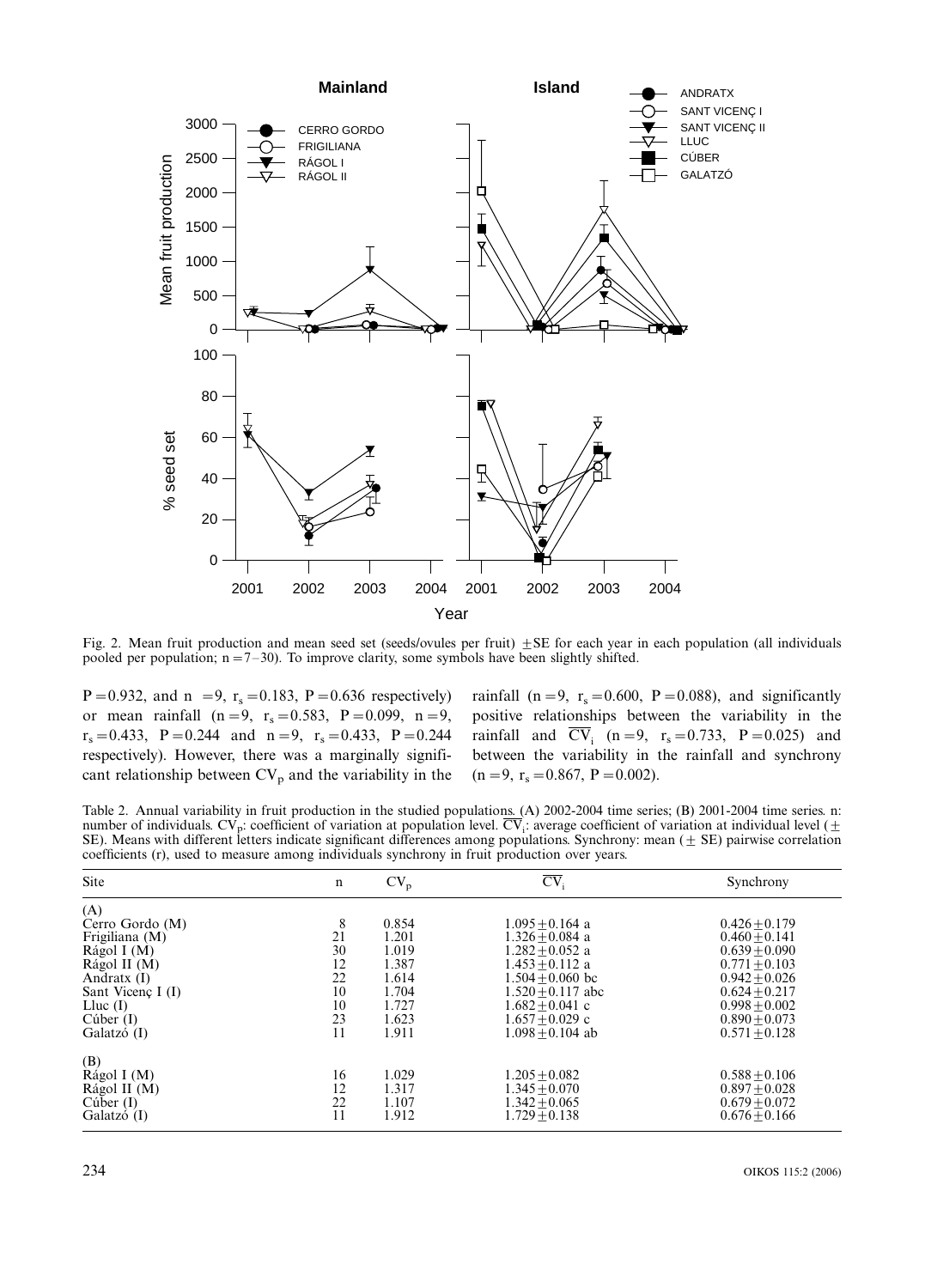Fig. 2. Mean fruit production and mean seed set (seeds/ovules per fruit) ±SE for each year in each population (all individuals pooled per population; n = 7–30). To improve clarity, some symbols have been slightly shifted.

P = 0.932, and n = 9, $r_s$ = 0.183, P = 0.636 respectively) or mean rainfall (n = 9, $r_s$ = 0.583, P = 0.099, n = 9, $r_s$ = 0.433, P = 0.244 and n = 9, $r_s$ = 0.433, P = 0.244 respectively). However, there was a marginally significant relationship between $CV_p$ and the variability in the rainfall (n = 9, $r_s$ = 0.600, P = 0.088), and significantly positive relationships between the variability in the rainfall and $\overline{CV}_i$ (n = 9, $r_s$ = 0.733, P = 0.025) and between the variability in the rainfall and synchrony (n = 9, $r_s$ = 0.867, P = 0.002).

Table 2. Annual variability in fruit production in the studied populations. (A) 2002-2004 time series; (B) 2001-2004 time series. n: number of individuals. $CV_p$: coefficient of variation at population level. $\overline{CV}_i$: average coefficient of variation at individual level (± SE). Means with different letters indicate significant differences among populations. Synchrony: mean (± SE) pairwise correlation coefficients (r), used to measure among individuals synchrony in fruit production over years.

| Site | n | $CV_p$ | $\overline{CV}_i$ | Synchrony |
|---|---|---|---|---|
| (A) | | | | |
| Cerro Gordo (M) | 8 | 0.854 | 1.095 ± 0.164 a | 0.426 ± 0.179 |
| Frigiliana (M) | 21 | 1.201 | 1.326 ± 0.084 a | 0.460 ± 0.141 |
| Rágol I (M) | 30 | 1.019 | 1.282 ± 0.052 a | 0.639 ± 0.090 |
| Rágol II (M) | 12 | 1.387 | 1.453 ± 0.112 a | 0.771 ± 0.103 |
| Andratx (I) | 22 | 1.614 | 1.504 ± 0.060 bc | 0.942 ± 0.026 |
| Sant Vicenç I (I) | 10 | 1.704 | 1.520 ± 0.117 abc | 0.624 ± 0.217 |
| Lluc (I) | 10 | 1.727 | 1.682 ± 0.041 c | 0.998 ± 0.002 |
| Cúber (I) | 23 | 1.623 | 1.657 ± 0.029 c | 0.890 ± 0.073 |
| Galatzó (I) | 11 | 1.911 | 1.098 ± 0.104 ab | 0.571 ± 0.128 |
| (B) | | | | |
| Rágol I (M) | 16 | 1.029 | 1.205 ± 0.082 | 0.588 ± 0.106 |
| Rágol II (M) | 12 | 1.317 | 1.345 ± 0.070 | 0.897 ± 0.028 |
| Cúber (I) | 22 | 1.107 | 1.342 ± 0.065 | 0.679 ± 0.072 |
| Galatzó (I) | 11 | 1.912 | 1.729 ± 0.138 | 0.676 ± 0.166 |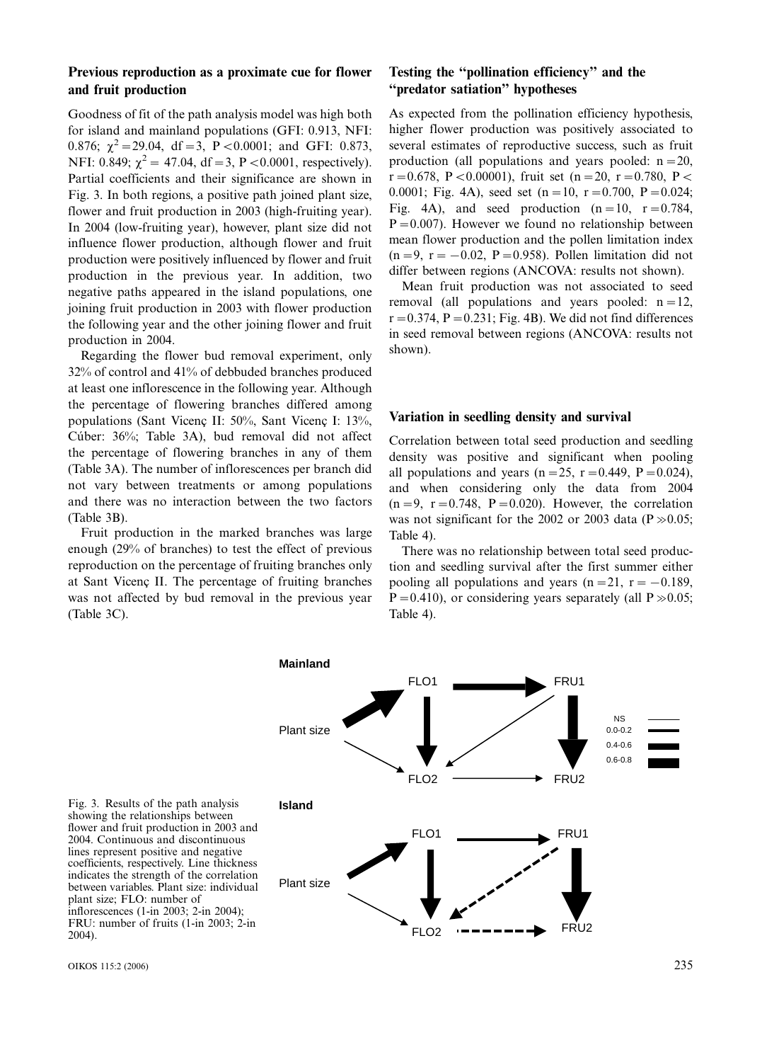### Previous reproduction as a proximate cue for flower and fruit production

Goodness of fit of the path analysis model was high both for island and mainland populations (GFI: 0.913, NFI: 0.876; $\chi^2 = 29.04$, df = 3, $P < 0.0001$; and GFI: 0.873, NFI: 0.849; $\chi^2 = 47.04$, df = 3, $P < 0.0001$, respectively). Partial coefficients and their significance are shown in Fig. 3. In both regions, a positive path joined plant size, flower and fruit production in 2003 (high-fruiting year). In 2004 (low-fruiting year), however, plant size did not influence flower production, although flower and fruit production were positively influenced by flower and fruit production in the previous year. In addition, two negative paths appeared in the island populations, one joining fruit production in 2003 with flower production the following year and the other joining flower and fruit production in 2004.

Regarding the flower bud removal experiment, only 32% of control and 41% of debbuded branches produced at least one inflorescence in the following year. Although the percentage of flowering branches differed among populations (Sant Vicenç II: 50%, Sant Vicenç I: 13%, Cúber: 36%; Table 3A), bud removal did not affect the percentage of flowering branches in any of them (Table 3A). The number of inflorescences per branch did not vary between treatments or among populations and there was no interaction between the two factors (Table 3B).

Fruit production in the marked branches was large enough (29% of branches) to test the effect of previous reproduction on the percentage of fruiting branches only at Sant Vicenç II. The percentage of fruiting branches was not affected by bud removal in the previous year (Table 3C).

### Testing the "pollination efficiency" and the "predator satiation" hypotheses

As expected from the pollination efficiency hypothesis, higher flower production was positively associated to several estimates of reproductive success, such as fruit production (all populations and years pooled: $n = 20$, $r = 0.678$, $P < 0.00001$), fruit set ($n = 20$, $r = 0.780$, $P < 0.0001$; Fig. 4A), seed set ($n = 10$, $r = 0.700$, $P = 0.024$; Fig. 4A), and seed production ($n = 10$, $r = 0.784$, $P = 0.007$). However we found no relationship between mean flower production and the pollen limitation index ($n = 9$, $r = -0.02$, $P = 0.958$). Pollen limitation did not differ between regions (ANCOVA: results not shown).

Mean fruit production was not associated to seed removal (all populations and years pooled: $n = 12$, $r = 0.374$, $P = 0.231$; Fig. 4B). We did not find differences in seed removal between regions (ANCOVA: results not shown).

### Variation in seedling density and survival

Correlation between total seed production and seedling density was positive and significant when pooling all populations and years ($n = 25$, $r = 0.449$, $P = 0.024$), and when considering only the data from 2004 ($n = 9$, $r = 0.748$, $P = 0.020$). However, the correlation was not significant for the 2002 or 2003 data ($P \gg 0.05$; Table 4).

There was no relationship between total seed production and seedling survival after the first summer either pooling all populations and years ($n = 21$, $r = -0.189$, $P = 0.410$), or considering years separately (all $P \gg 0.05$; Table 4).

Fig. 3. Results of the path analysis showing the relationships between flower and fruit production in 2003 and 2004. Continuous and discontinuous lines represent positive and negative coefficients, respectively. Line thickness indicates the strength of the correlation between variables. Plant size: individual plant size; FLO: number of inflorescences (1-in 2003; 2-in 2004); FRU: number of fruits (1-in 2003; 2-in 2004).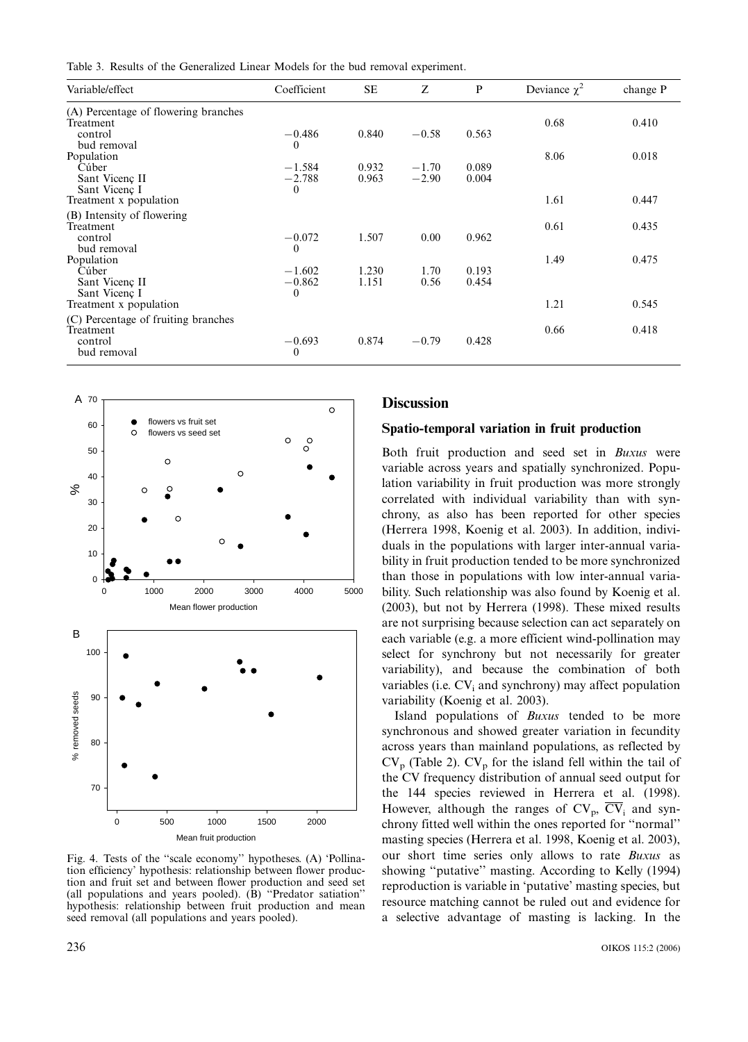Table 3. Results of the Generalized Linear Models for the bud removal experiment.

| Variable/effect | Coefficient | SE | Z | P | Deviance $\chi^2$ | change P |
|---|---|---|---|---|---|---|
| (A) Percentage of flowering branches | | | | | | |
| Treatment | | | | | 0.68 | 0.410 |
| control | −0.486 | 0.840 | −0.58 | 0.563 | | |
| bud removal | 0 | | | | | |
| Population | | | | | 8.06 | 0.018 |
| Cúber | −1.584 | 0.932 | −1.70 | 0.089 | | |
| Sant Vicenç II | −2.788 | 0.963 | −2.90 | 0.004 | | |
| Sant Vicenç I | 0 | | | | | |
| Treatment x population | | | | | 1.61 | 0.447 |
| (B) Intensity of flowering | | | | | | |
| Treatment | | | | | 0.61 | 0.435 |
| control | −0.072 | 1.507 | 0.00 | 0.962 | | |
| bud removal | 0 | | | | | |
| Population | | | | | 1.49 | 0.475 |
| Cúber | −1.602 | 1.230 | 1.70 | 0.193 | | |
| Sant Vicenç II | −0.862 | 1.151 | 0.56 | 0.454 | | |
| Sant Vicenç I | 0 | | | | | |
| Treatment x population | | | | | 1.21 | 0.545 |
| (C) Percentage of fruiting branches | | | | | | |
| Treatment | | | | | 0.66 | 0.418 |
| control | −0.693 | 0.874 | −0.79 | 0.428 | | |
| bud removal | 0 | | | | | |

Fig. 4. Tests of the "scale economy" hypotheses. (A) 'Pollination efficiency' hypothesis: relationship between flower production and fruit set and between flower production and seed set (all populations and years pooled). (B) "Predator satiation" hypothesis: relationship between fruit production and mean seed removal (all populations and years pooled).

## Discussion

### Spatio-temporal variation in fruit production

Both fruit production and seed set in *Buxus* were variable across years and spatially synchronized. Population variability in fruit production was more strongly correlated with individual variability than with synchrony, as also has been reported for other species (Herrera 1998, Koenig et al. 2003). In addition, individuals in the populations with larger inter-annual variability in fruit production tended to be more synchronized than those in populations with low inter-annual variability. Such relationship was also found by Koenig et al. (2003), but not by Herrera (1998). These mixed results are not surprising because selection can act separately on each variable (e.g. a more efficient wind-pollination may select for synchrony but not necessarily for greater variability), and because the combination of both variables (i.e. $CV_i$ and synchrony) may affect population variability (Koenig et al. 2003).

Island populations of *Buxus* tended to be more synchronous and showed greater variation in fecundity across years than mainland populations, as reflected by $CV_p$ (Table 2). $CV_p$ for the island fell within the tail of the CV frequency distribution of annual seed output for the 144 species reviewed in Herrera et al. (1998). However, although the ranges of $CV_p$, $\overline{CV}_i$ and synchrony fitted well within the ones reported for "normal" masting species (Herrera et al. 1998, Koenig et al. 2003), our short time series only allows to rate *Buxus* as showing "putative" masting. According to Kelly (1994) reproduction is variable in 'putative' masting species, but resource matching cannot be ruled out and evidence for a selective advantage of masting is lacking. In the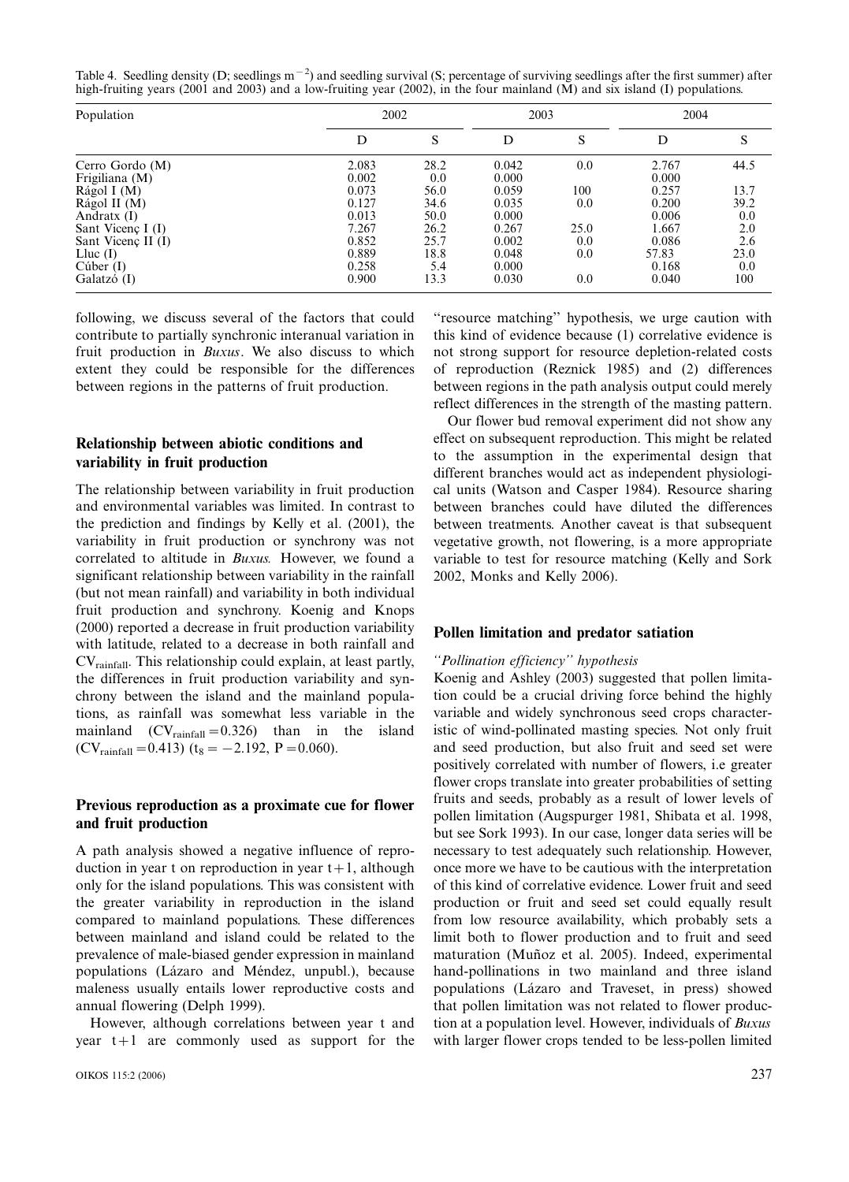Table 4. Seedling density (D; seedlings $m^{-2}$) and seedling survival (S; percentage of surviving seedlings after the first summer) after high-fruiting years (2001 and 2003) and a low-fruiting year (2002), in the four mainland (M) and six island (I) populations.

| Population | 2002 | | 2003 | | 2004 | |
|---|---|---|---|---|---|---|
| | D | S | D | S | D | S |
| Cerro Gordo (M) | 2.083 | 28.2 | 0.042 | 0.0 | 2.767 | 44.5 |
| Frigiliana (M) | 0.002 | 0.0 | 0.000 | | 0.000 | |
| Rágol I (M) | 0.073 | 56.0 | 0.059 | 100 | 0.257 | 13.7 |
| Rágol II (M) | 0.127 | 34.6 | 0.035 | 0.0 | 0.200 | 39.2 |
| Andratx (I) | 0.013 | 50.0 | 0.000 | | 0.006 | 0.0 |
| Sant Vicenç I (I) | 7.267 | 26.2 | 0.267 | 25.0 | 1.667 | 2.0 |
| Sant Vicenç II (I) | 0.852 | 25.7 | 0.002 | 0.0 | 0.086 | 2.6 |
| Lluc (I) | 0.889 | 18.8 | 0.048 | 0.0 | 57.83 | 23.0 |
| Cúber (I) | 0.258 | 5.4 | 0.000 | | 0.168 | 0.0 |
| Galatzó (I) | 0.900 | 13.3 | 0.030 | 0.0 | 0.040 | 100 |

following, we discuss several of the factors that could contribute to partially synchronic interanual variation in fruit production in *Buxus*. We also discuss to which extent they could be responsible for the differences between regions in the patterns of fruit production.

## Relationship between abiotic conditions and variability in fruit production

The relationship between variability in fruit production and environmental variables was limited. In contrast to the prediction and findings by Kelly et al. (2001), the variability in fruit production or synchrony was not correlated to altitude in *Buxus.* However, we found a significant relationship between variability in the rainfall (but not mean rainfall) and variability in both individual fruit production and synchrony. Koenig and Knops (2000) reported a decrease in fruit production variability with latitude, related to a decrease in both rainfall and $CV_{rainfall}$. This relationship could explain, at least partly, the differences in fruit production variability and synchrony between the island and the mainland populations, as rainfall was somewhat less variable in the mainland ($CV_{rainfall} = 0.326$) than in the island ($CV_{rainfall} = 0.413$) ($t_8 = -2.192$, $P = 0.060$).

## Previous reproduction as a proximate cue for flower and fruit production

A path analysis showed a negative influence of reproduction in year t on reproduction in year t+1, although only for the island populations. This was consistent with the greater variability in reproduction in the island compared to mainland populations. These differences between mainland and island could be related to the prevalence of male-biased gender expression in mainland populations (Lázaro and Méndez, unpubl.), because maleness usually entails lower reproductive costs and annual flowering (Delph 1999).

However, although correlations between year t and year t+1 are commonly used as support for the "resource matching" hypothesis, we urge caution with this kind of evidence because (1) correlative evidence is not strong support for resource depletion-related costs of reproduction (Reznick 1985) and (2) differences between regions in the path analysis output could merely reflect differences in the strength of the masting pattern.

Our flower bud removal experiment did not show any effect on subsequent reproduction. This might be related to the assumption in the experimental design that different branches would act as independent physiological units (Watson and Casper 1984). Resource sharing between branches could have diluted the differences between treatments. Another caveat is that subsequent vegetative growth, not flowering, is a more appropriate variable to test for resource matching (Kelly and Sork 2002, Monks and Kelly 2006).

## Pollen limitation and predator satiation

### *"Pollination efficiency" hypothesis*

Koenig and Ashley (2003) suggested that pollen limitation could be a crucial driving force behind the highly variable and widely synchronous seed crops characteristic of wind-pollinated masting species. Not only fruit and seed production, but also fruit and seed set were positively correlated with number of flowers, i.e greater flower crops translate into greater probabilities of setting fruits and seeds, probably as a result of lower levels of pollen limitation (Augspurger 1981, Shibata et al. 1998, but see Sork 1993). In our case, longer data series will be necessary to test adequately such relationship. However, once more we have to be cautious with the interpretation of this kind of correlative evidence. Lower fruit and seed production or fruit and seed set could equally result from low resource availability, which probably sets a limit both to flower production and to fruit and seed maturation (Muñoz et al. 2005). Indeed, experimental hand-pollinations in two mainland and three island populations (Lázaro and Traveset, in press) showed that pollen limitation was not related to flower production at a population level. However, individuals of *Buxus* with larger flower crops tended to be less-pollen limited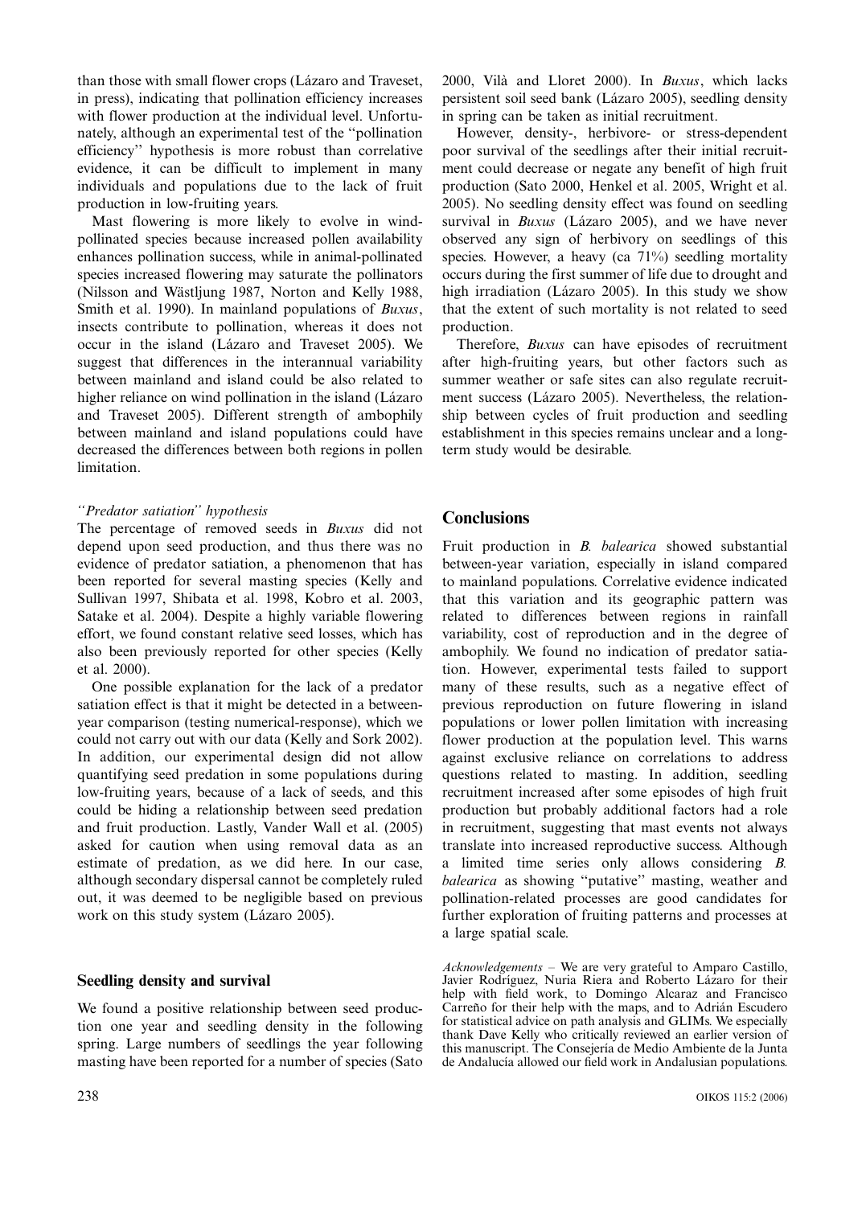than those with small flower crops (Lázaro and Traveset, in press), indicating that pollination efficiency increases with flower production at the individual level. Unfortunately, although an experimental test of the "pollination efficiency" hypothesis is more robust than correlative evidence, it can be difficult to implement in many individuals and populations due to the lack of fruit production in low-fruiting years.

Mast flowering is more likely to evolve in wind-pollinated species because increased pollen availability enhances pollination success, while in animal-pollinated species increased flowering may saturate the pollinators (Nilsson and Wästljung 1987, Norton and Kelly 1988, Smith et al. 1990). In mainland populations of *Buxus*, insects contribute to pollination, whereas it does not occur in the island (Lázaro and Traveset 2005). We suggest that differences in the interannual variability between mainland and island could be also related to higher reliance on wind pollination in the island (Lázaro and Traveset 2005). Different strength of ambophily between mainland and island populations could have decreased the differences between both regions in pollen limitation.

### *"Predator satiation" hypothesis*

The percentage of removed seeds in *Buxus* did not depend upon seed production, and thus there was no evidence of predator satiation, a phenomenon that has been reported for several masting species (Kelly and Sullivan 1997, Shibata et al. 1998, Kobro et al. 2003, Satake et al. 2004). Despite a highly variable flowering effort, we found constant relative seed losses, which has also been previously reported for other species (Kelly et al. 2000).

One possible explanation for the lack of a predator satiation effect is that it might be detected in a between-year comparison (testing numerical-response), which we could not carry out with our data (Kelly and Sork 2002). In addition, our experimental design did not allow quantifying seed predation in some populations during low-fruiting years, because of a lack of seeds, and this could be hiding a relationship between seed predation and fruit production. Lastly, Vander Wall et al. (2005) asked for caution when using removal data as an estimate of predation, as we did here. In our case, although secondary dispersal cannot be completely ruled out, it was deemed to be negligible based on previous work on this study system (Lázaro 2005).

## Seedling density and survival

We found a positive relationship between seed production one year and seedling density in the following spring. Large numbers of seedlings the year following masting have been reported for a number of species (Sato 2000, Vilà and Lloret 2000). In *Buxus*, which lacks persistent soil seed bank (Lázaro 2005), seedling density in spring can be taken as initial recruitment.

However, density-, herbivore- or stress-dependent poor survival of the seedlings after their initial recruitment could decrease or negate any benefit of high fruit production (Sato 2000, Henkel et al. 2005, Wright et al. 2005). No seedling density effect was found on seedling survival in *Buxus* (Lázaro 2005), and we have never observed any sign of herbivory on seedlings of this species. However, a heavy (ca 71%) seedling mortality occurs during the first summer of life due to drought and high irradiation (Lázaro 2005). In this study we show that the extent of such mortality is not related to seed production.

Therefore, *Buxus* can have episodes of recruitment after high-fruiting years, but other factors such as summer weather or safe sites can also regulate recruitment success (Lázaro 2005). Nevertheless, the relationship between cycles of fruit production and seedling establishment in this species remains unclear and a long-term study would be desirable.

## Conclusions

Fruit production in *B. balearica* showed substantial between-year variation, especially in island compared to mainland populations. Correlative evidence indicated that this variation and its geographic pattern was related to differences between regions in rainfall variability, cost of reproduction and in the degree of ambophily. We found no indication of predator satiation. However, experimental tests failed to support many of these results, such as a negative effect of previous reproduction on future flowering in island populations or lower pollen limitation with increasing flower production at the population level. This warns against exclusive reliance on correlations to address questions related to masting. In addition, seedling recruitment increased after some episodes of high fruit production but probably additional factors had a role in recruitment, suggesting that mast events not always translate into increased reproductive success. Although a limited time series only allows considering *B. balearica* as showing "putative" masting, weather and pollination-related processes are good candidates for further exploration of fruiting patterns and processes at a large spatial scale.

*Acknowledgements* – We are very grateful to Amparo Castillo, Javier Rodríguez, Nuria Riera and Roberto Lázaro for their help with field work, to Domingo Alcaraz and Francisco Carreño for their help with the maps, and to Adrián Escudero for statistical advice on path analysis and GLIMs. We especially thank Dave Kelly who critically reviewed an earlier version of this manuscript. The Consejería de Medio Ambiente de la Junta de Andalucía allowed our field work in Andalusian populations.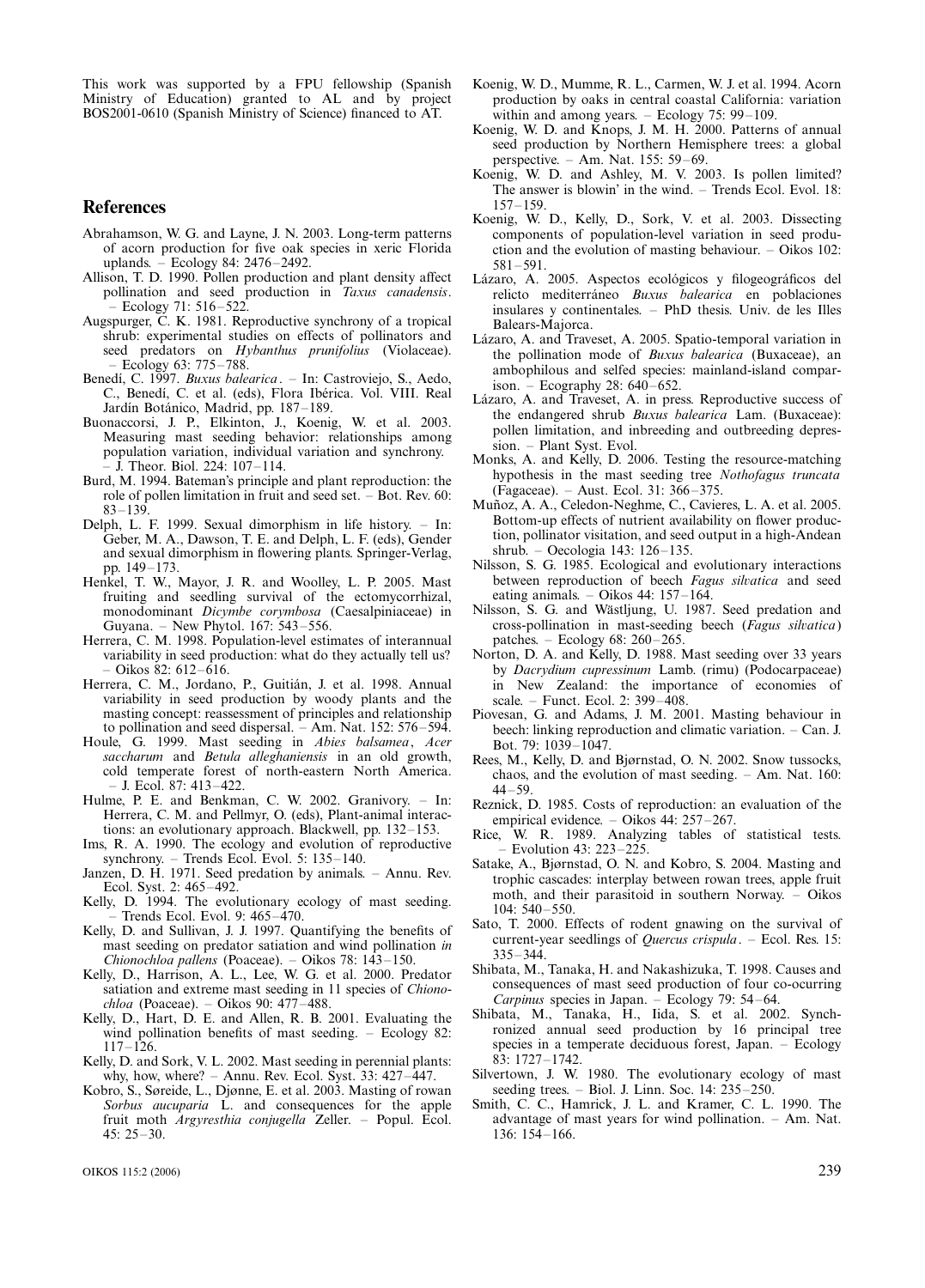This work was supported by a FPU fellowship (Spanish Ministry of Education) granted to AL and by project BOS2001-0610 (Spanish Ministry of Science) financed to AT.

## References

Abrahamson, W. G. and Layne, J. N. 2003. Long-term patterns of acorn production for five oak species in xeric Florida uplands. – Ecology 84: 2476–2492.

Allison, T. D. 1990. Pollen production and plant density affect pollination and seed production in *Taxus canadensis*. – Ecology 71: 516–522.

Augspurger, C. K. 1981. Reproductive synchrony of a tropical shrub: experimental studies on effects of pollinators and seed predators on *Hybanthus prunifolius* (Violaceae). – Ecology 63: 775–788.

Benedí, C. 1997. *Buxus balearica*. – In: Castroviejo, S., Aedo, C., Benedí, C. et al. (eds), Flora Ibérica. Vol. VIII. Real Jardín Botánico, Madrid, pp. 187–189.

Buonaccorsi, J. P., Elkinton, J., Koenig, W. et al. 2003. Measuring mast seeding behavior: relationships among population variation, individual variation and synchrony. – J. Theor. Biol. 224: 107–114.

Burd, M. 1994. Bateman's principle and plant reproduction: the role of pollen limitation in fruit and seed set. – Bot. Rev. 60: 83–139.

Delph, L. F. 1999. Sexual dimorphism in life history. – In: Geber, M. A., Dawson, T. E. and Delph, L. F. (eds), Gender and sexual dimorphism in flowering plants. Springer-Verlag, pp. 149–173.

Henkel, T. W., Mayor, J. R. and Woolley, L. P. 2005. Mast fruiting and seedling survival of the ectomycorrhizal, monodominant *Dicymbe corymbosa* (Caesalpiniaceae) in Guyana. – New Phytol. 167: 543–556.

Herrera, C. M. 1998. Population-level estimates of interannual variability in seed production: what do they actually tell us? – Oikos 82: 612–616.

Herrera, C. M., Jordano, P., Guitián, J. et al. 1998. Annual variability in seed production by woody plants and the masting concept: reassessment of principles and relationship to pollination and seed dispersal. – Am. Nat. 152: 576–594.

Houle, G. 1999. Mast seeding in *Abies balsamea*, *Acer saccharum* and *Betula alleghaniensis* in an old growth, cold temperate forest of north-eastern North America. – J. Ecol. 87: 413–422.

Hulme, P. E. and Benkman, C. W. 2002. Granivory. – In: Herrera, C. M. and Pellmyr, O. (eds), Plant-animal interactions: an evolutionary approach. Blackwell, pp. 132–153.

Ims, R. A. 1990. The ecology and evolution of reproductive synchrony. – Trends Ecol. Evol. 5: 135–140.

Janzen, D. H. 1971. Seed predation by animals. – Annu. Rev. Ecol. Syst. 2: 465–492.

Kelly, D. 1994. The evolutionary ecology of mast seeding. – Trends Ecol. Evol. 9: 465–470.

Kelly, D. and Sullivan, J. J. 1997. Quantifying the benefits of mast seeding on predator satiation and wind pollination *in Chionochloa pallens* (Poaceae). – Oikos 78: 143–150.

Kelly, D., Harrison, A. L., Lee, W. G. et al. 2000. Predator satiation and extreme mast seeding in 11 species of *Chionochloa* (Poaceae). – Oikos 90: 477–488.

Kelly, D., Hart, D. E. and Allen, R. B. 2001. Evaluating the wind pollination benefits of mast seeding. – Ecology 82: 117–126.

Kelly, D. and Sork, V. L. 2002. Mast seeding in perennial plants: why, how, where? – Annu. Rev. Ecol. Syst. 33: 427–447.

Kobro, S., Søreide, L., Djønne, E. et al. 2003. Masting of rowan *Sorbus aucuparia* L. and consequences for the apple fruit moth *Argyresthia conjugella* Zeller. – Popul. Ecol. 45: 25–30.

Koenig, W. D., Mumme, R. L., Carmen, W. J. et al. 1994. Acorn production by oaks in central coastal California: variation within and among years. – Ecology 75: 99–109.

Koenig, W. D. and Knops, J. M. H. 2000. Patterns of annual seed production by Northern Hemisphere trees: a global perspective. – Am. Nat. 155: 59–69.

Koenig, W. D. and Ashley, M. V. 2003. Is pollen limited? The answer is blowin' in the wind. – Trends Ecol. Evol. 18: 157–159.

Koenig, W. D., Kelly, D., Sork, V. et al. 2003. Dissecting components of population-level variation in seed production and the evolution of masting behaviour. – Oikos 102: 581–591.

Lázaro, A. 2005. Aspectos ecológicos y filogeográficos del relicto mediterráneo *Buxus balearica* en poblaciones insulares y continentales. – PhD thesis. Univ. de les Illes Balears-Majorca.

Lázaro, A. and Traveset, A. 2005. Spatio-temporal variation in the pollination mode of *Buxus balearica* (Buxaceae), an ambophilous and selfed species: mainland-island comparison. – Ecography 28: 640–652.

Lázaro, A. and Traveset, A. in press. Reproductive success of the endangered shrub *Buxus balearica* Lam. (Buxaceae): pollen limitation, and inbreeding and outbreeding depression. – Plant Syst. Evol.

Monks, A. and Kelly, D. 2006. Testing the resource-matching hypothesis in the mast seeding tree *Nothofagus truncata* (Fagaceae). – Aust. Ecol. 31: 366–375.

Muñoz, A. A., Celedon-Neghme, C., Cavieres, L. A. et al. 2005. Bottom-up effects of nutrient availability on flower production, pollinator visitation, and seed output in a high-Andean shrub. – Oecologia 143: 126–135.

Nilsson, S. G. 1985. Ecological and evolutionary interactions between reproduction of beech *Fagus silvatica* and seed eating animals. – Oikos 44: 157–164.

Nilsson, S. G. and Wästljung, U. 1987. Seed predation and cross-pollination in mast-seeding beech (*Fagus silvatica*) patches. – Ecology 68: 260–265.

Norton, D. A. and Kelly, D. 1988. Mast seeding over 33 years by *Dacrydium cupressinum* Lamb. (rimu) (Podocarpaceae) in New Zealand: the importance of economies of scale. – Funct. Ecol. 2: 399–408.

Piovesan, G. and Adams, J. M. 2001. Masting behaviour in beech: linking reproduction and climatic variation. – Can. J. Bot. 79: 1039–1047.

Rees, M., Kelly, D. and Bjørnstad, O. N. 2002. Snow tussocks, chaos, and the evolution of mast seeding. – Am. Nat. 160: 44–59.

Reznick, D. 1985. Costs of reproduction: an evaluation of the empirical evidence. – Oikos 44: 257–267.

Rice, W. R. 1989. Analyzing tables of statistical tests. – Evolution 43: 223–225.

Satake, A., Bjørnstad, O. N. and Kobro, S. 2004. Masting and trophic cascades: interplay between rowan trees, apple fruit moth, and their parasitoid in southern Norway. – Oikos 104: 540–550.

Sato, T. 2000. Effects of rodent gnawing on the survival of current-year seedlings of *Quercus crispula*. – Ecol. Res. 15: 335–344.

Shibata, M., Tanaka, H. and Nakashizuka, T. 1998. Causes and consequences of mast seed production of four co-ocurring *Carpinus* species in Japan. – Ecology 79: 54–64.

Shibata, M., Tanaka, H., Iida, S. et al. 2002. Synchronized annual seed production by 16 principal tree species in a temperate deciduous forest, Japan. – Ecology 83: 1727–1742.

Silvertown, J. W. 1980. The evolutionary ecology of mast seeding trees. – Biol. J. Linn. Soc. 14: 235–250.

Smith, C. C., Hamrick, J. L. and Kramer, C. L. 1990. The advantage of mast years for wind pollination. – Am. Nat. 136: 154–166.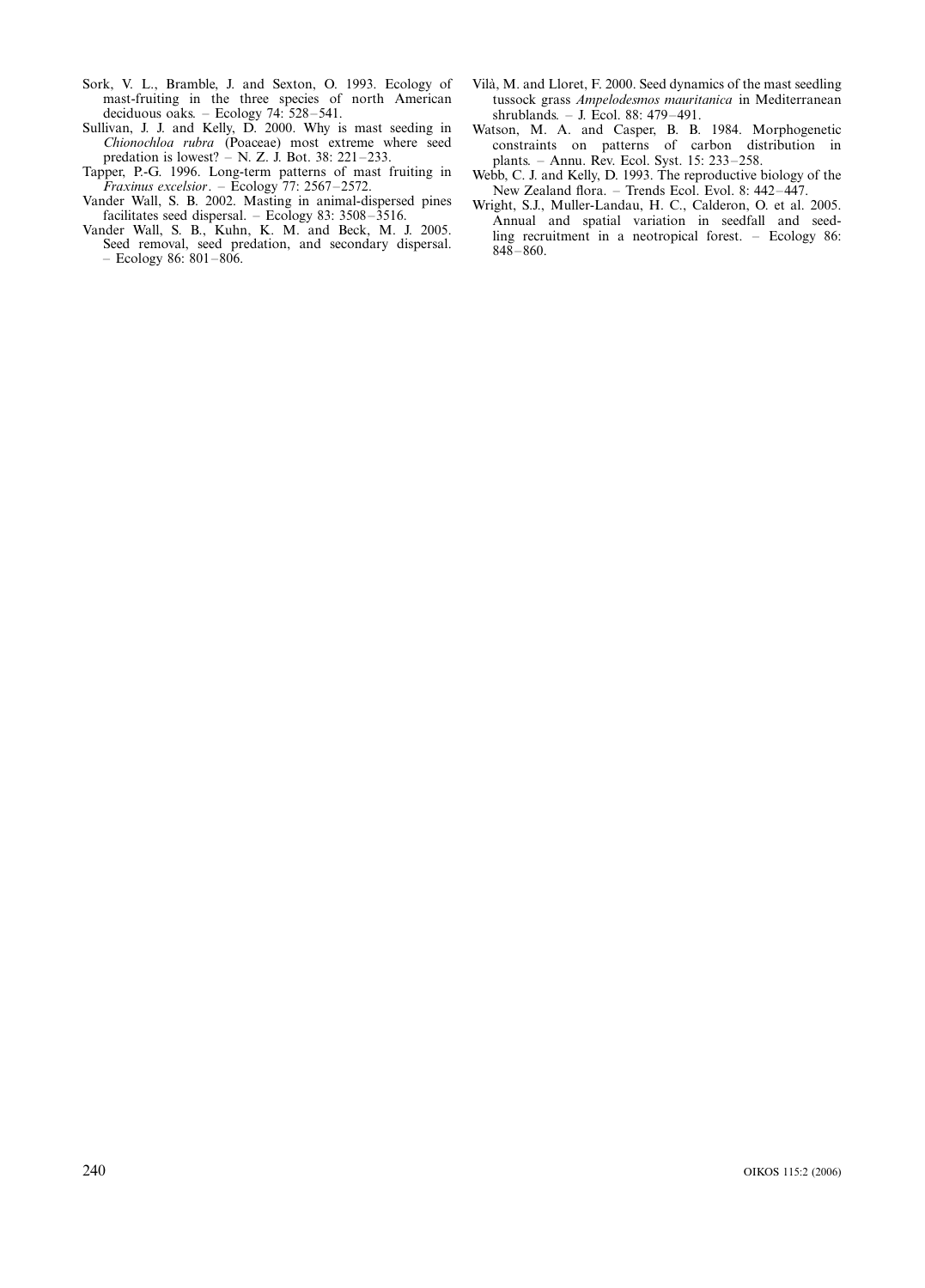Sork, V. L., Bramble, J. and Sexton, O. 1993. Ecology of mast-fruiting in the three species of north American deciduous oaks. – Ecology 74: 528–541.

Sullivan, J. J. and Kelly, D. 2000. Why is mast seeding in *Chionochloa rubra* (Poaceae) most extreme where seed predation is lowest? – N. Z. J. Bot. 38: 221–233.

Tapper, P.-G. 1996. Long-term patterns of mast fruiting in *Fraxinus excelsior*. – Ecology 77: 2567–2572.

Vander Wall, S. B. 2002. Masting in animal-dispersed pines facilitates seed dispersal. – Ecology 83: 3508–3516.

Vander Wall, S. B., Kuhn, K. M. and Beck, M. J. 2005. Seed removal, seed predation, and secondary dispersal. – Ecology 86: 801–806.

Vilà, M. and Lloret, F. 2000. Seed dynamics of the mast seedling tussock grass *Ampelodesmos mauritanica* in Mediterranean shrublands. – J. Ecol. 88: 479–491.

Watson, M. A. and Casper, B. B. 1984. Morphogenetic constraints on patterns of carbon distribution in plants. – Annu. Rev. Ecol. Syst. 15: 233–258.

Webb, C. J. and Kelly, D. 1993. The reproductive biology of the New Zealand flora. – Trends Ecol. Evol. 8: 442–447.

Wright, S.J., Muller-Landau, H. C., Calderon, O. et al. 2005. Annual and spatial variation in seedfall and seedling recruitment in a neotropical forest. – Ecology 86: 848–860.